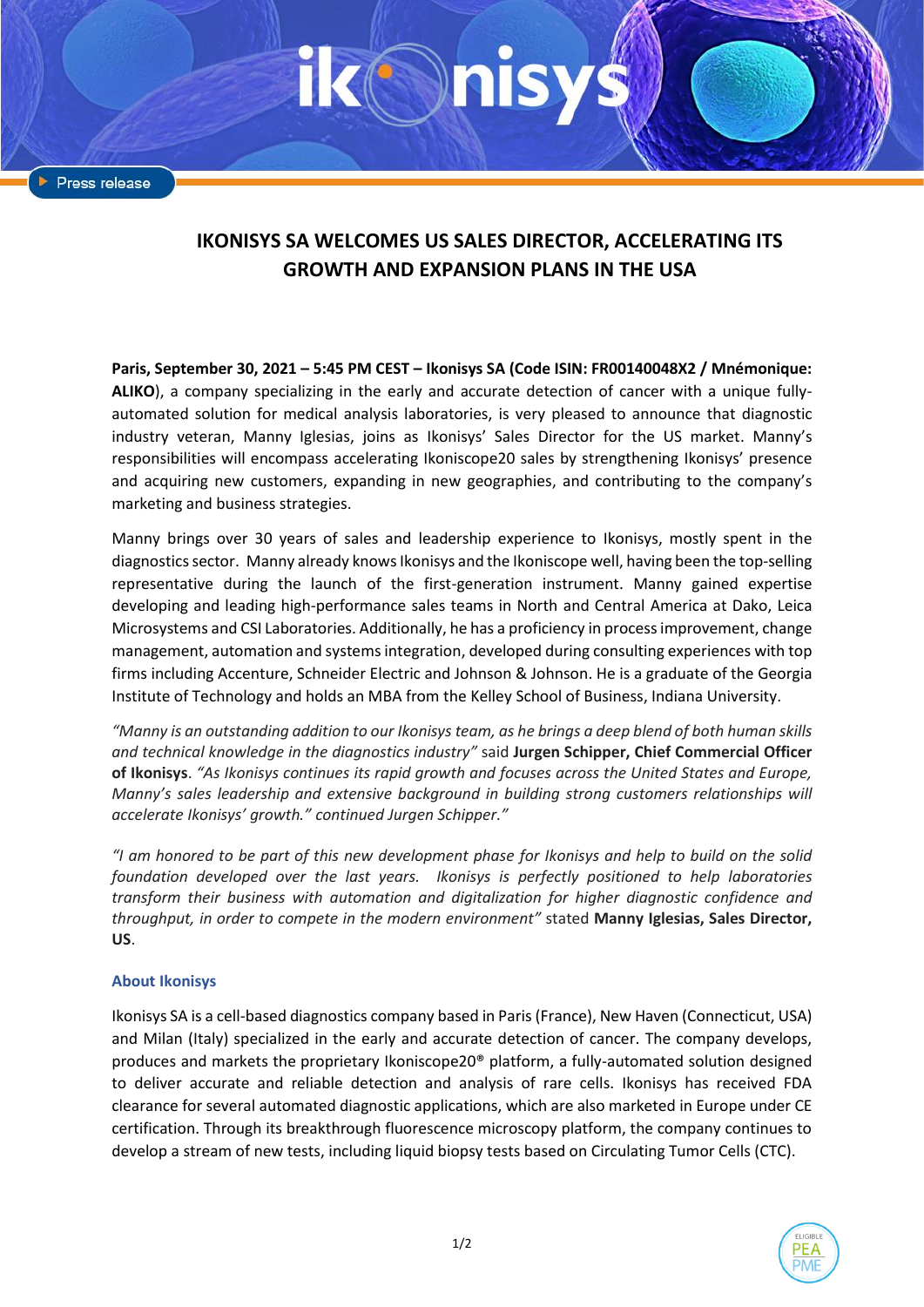Press release

# IKONISYS SA WELCOMES US SALES DIRECTOR, ACCELERATING ITS GROWTH AND EXPANSION PLANS IN THE USA

**Paris, September 30, 2021 – 5:45 PM CEST – Ikonisys SA (Code ISIN: FR00140048X2 / Mnémonique: ALIKO**), a company specializing in the early and accurate detection of cancer with a unique fully-automated solution for medical analysis laboratories, is very pleased to announce that diagnostic industry veteran, Manny Iglesias, joins as Ikonisys' Sales Director for the US market. Manny's responsibilities will encompass accelerating Ikoniscope20 sales by strengthening Ikonisys' presence and acquiring new customers, expanding in new geographies, and contributing to the company's marketing and business strategies.

Manny brings over 30 years of sales and leadership experience to Ikonisys, mostly spent in the diagnostics sector. Manny already knows Ikonisys and the Ikoniscope well, having been the top-selling representative during the launch of the first-generation instrument. Manny gained expertise developing and leading high-performance sales teams in North and Central America at Dako, Leica Microsystems and CSI Laboratories. Additionally, he has a proficiency in process improvement, change management, automation and systems integration, developed during consulting experiences with top firms including Accenture, Schneider Electric and Johnson & Johnson. He is a graduate of the Georgia Institute of Technology and holds an MBA from the Kelley School of Business, Indiana University.

*"Manny is an outstanding addition to our Ikonisys team, as he brings a deep blend of both human skills and technical knowledge in the diagnostics industry"* said **Jurgen Schipper, Chief Commercial Officer of Ikonisys**. *"As Ikonisys continues its rapid growth and focuses across the United States and Europe, Manny's sales leadership and extensive background in building strong customers relationships will accelerate Ikonisys' growth." continued Jurgen Schipper."*

*"I am honored to be part of this new development phase for Ikonisys and help to build on the solid foundation developed over the last years. Ikonisys is perfectly positioned to help laboratories transform their business with automation and digitalization for higher diagnostic confidence and throughput, in order to compete in the modern environment"* stated **Manny Iglesias, Sales Director, US**.

### About Ikonisys

Ikonisys SA is a cell-based diagnostics company based in Paris (France), New Haven (Connecticut, USA) and Milan (Italy) specialized in the early and accurate detection of cancer. The company develops, produces and markets the proprietary Ikoniscope20® platform, a fully-automated solution designed to deliver accurate and reliable detection and analysis of rare cells. Ikonisys has received FDA clearance for several automated diagnostic applications, which are also marketed in Europe under CE certification. Through its breakthrough fluorescence microscopy platform, the company continues to develop a stream of new tests, including liquid biopsy tests based on Circulating Tumor Cells (CTC).

ELIGIBLE PEA PME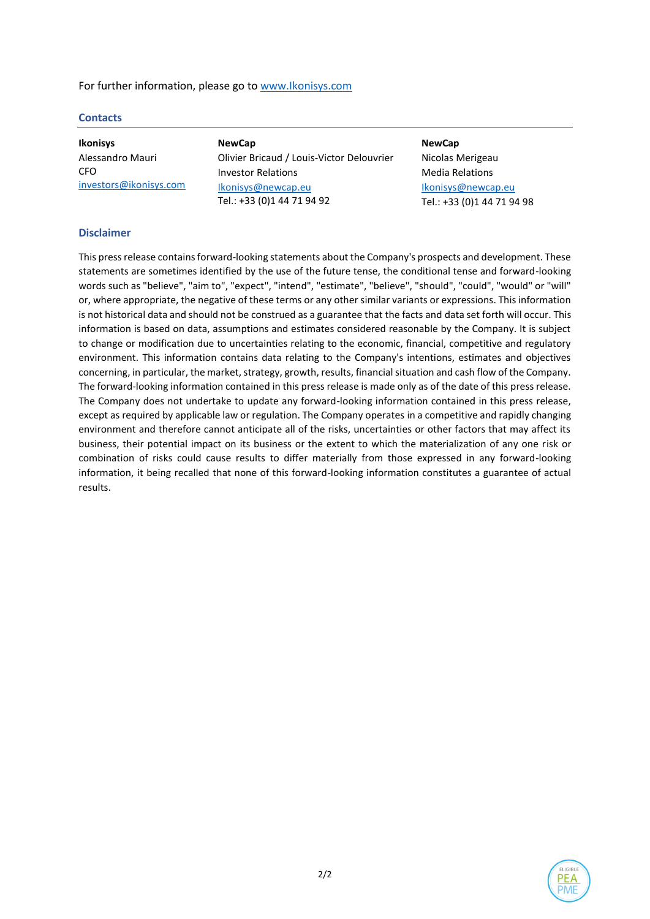For further information, please go to www.Ikonisys.com

## Contacts

**Ikonisys**
Alessandro Mauri
CFO
investors@ikonisys.com

**NewCap**
Olivier Bricaud / Louis-Victor Delouvrier
Investor Relations
Ikonisys@newcap.eu
Tel.: +33 (0)1 44 71 94 92

**NewCap**
Nicolas Merigeau
Media Relations
Ikonisys@newcap.eu
Tel.: +33 (0)1 44 71 94 98

## Disclaimer

This press release contains forward-looking statements about the Company's prospects and development. These statements are sometimes identified by the use of the future tense, the conditional tense and forward-looking words such as "believe", "aim to", "expect", "intend", "estimate", "believe", "should", "could", "would" or "will" or, where appropriate, the negative of these terms or any other similar variants or expressions. This information is not historical data and should not be construed as a guarantee that the facts and data set forth will occur. This information is based on data, assumptions and estimates considered reasonable by the Company. It is subject to change or modification due to uncertainties relating to the economic, financial, competitive and regulatory environment. This information contains data relating to the Company's intentions, estimates and objectives concerning, in particular, the market, strategy, growth, results, financial situation and cash flow of the Company. The forward-looking information contained in this press release is made only as of the date of this press release. The Company does not undertake to update any forward-looking information contained in this press release, except as required by applicable law or regulation. The Company operates in a competitive and rapidly changing environment and therefore cannot anticipate all of the risks, uncertainties or other factors that may affect its business, their potential impact on its business or the extent to which the materialization of any one risk or combination of risks could cause results to differ materially from those expressed in any forward-looking information, it being recalled that none of this forward-looking information constitutes a guarantee of actual results.

ELIGIBLE PEA PME